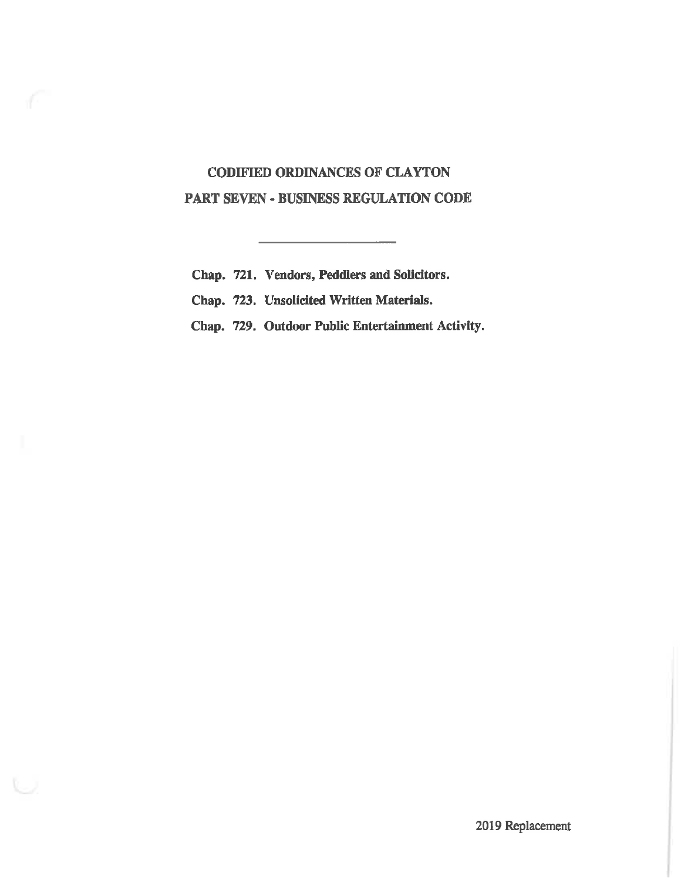# CODIFIED ORDINANCES OF CLAYTON
## PART SEVEN - BUSINESS REGULATION CODE

---

**Chap. 721. Vendors, Peddlers and Solicitors.**

**Chap. 723. Unsolicited Written Materials.**

**Chap. 729. Outdoor Public Entertainment Activity.**

2019 Replacement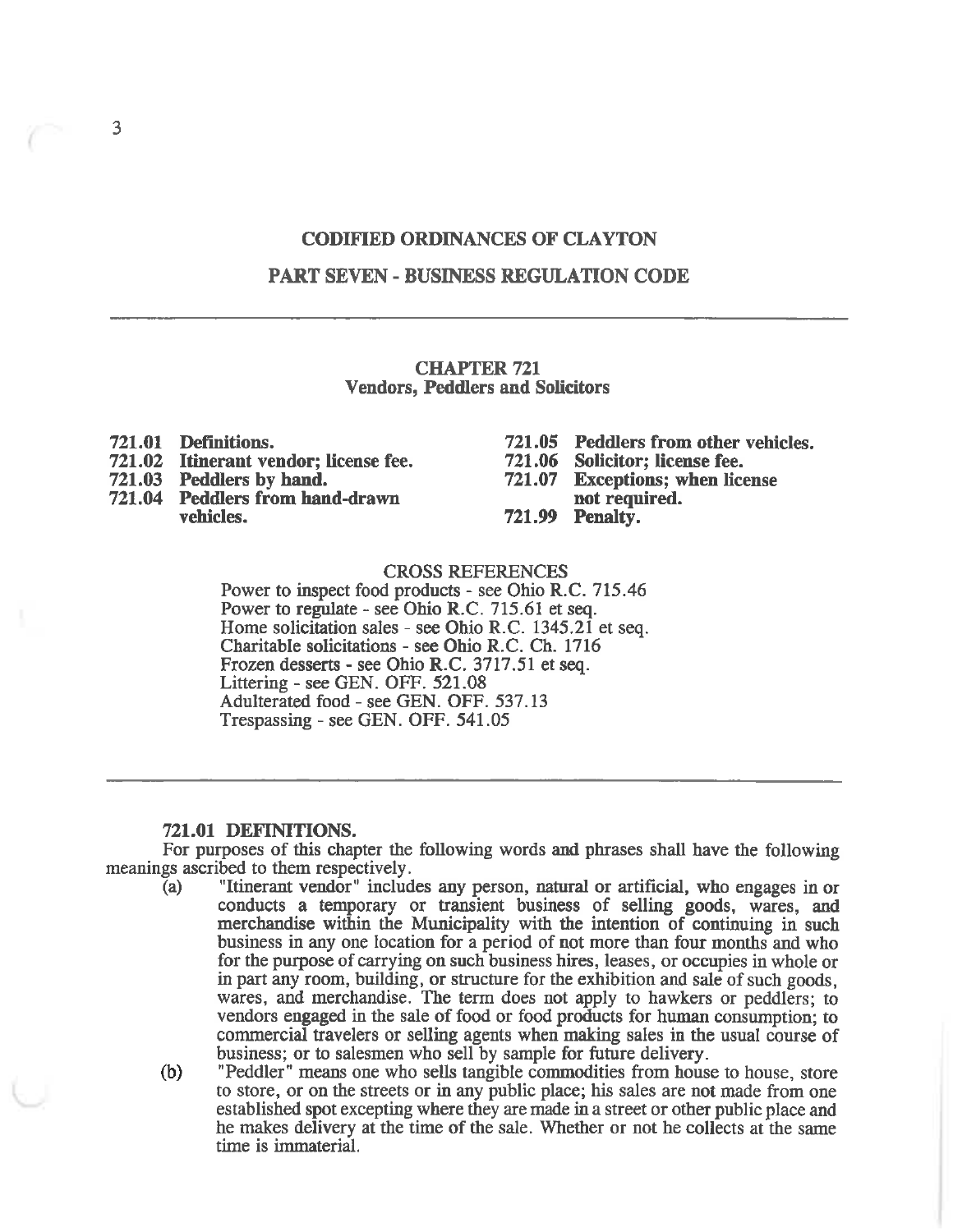# CODIFIED ORDINANCES OF CLAYTON

## PART SEVEN - BUSINESS REGULATION CODE

---

### CHAPTER 721
### Vendors, Peddlers and Solicitors

**721.01 Definitions.**
**721.02 Itinerant vendor; license fee.**
**721.03 Peddlers by hand.**
**721.04 Peddlers from hand-drawn vehicles.**
**721.05 Peddlers from other vehicles.**
**721.06 Solicitor; license fee.**
**721.07 Exceptions; when license not required.**
**721.99 Penalty.**

CROSS REFERENCES

Power to inspect food products - see Ohio R.C. 715.46
Power to regulate - see Ohio R.C. 715.61 et seq.
Home solicitation sales - see Ohio R.C. 1345.21 et seq.
Charitable solicitations - see Ohio R.C. Ch. 1716
Frozen desserts - see Ohio R.C. 3717.51 et seq.
Littering - see GEN. OFF. 521.08
Adulterated food - see GEN. OFF. 537.13
Trespassing - see GEN. OFF. 541.05

---

**721.01 DEFINITIONS.**

For purposes of this chapter the following words and phrases shall have the following meanings ascribed to them respectively.

(a) "Itinerant vendor" includes any person, natural or artificial, who engages in or conducts a temporary or transient business of selling goods, wares, and merchandise within the Municipality with the intention of continuing in such business in any one location for a period of not more than four months and who for the purpose of carrying on such business hires, leases, or occupies in whole or in part any room, building, or structure for the exhibition and sale of such goods, wares, and merchandise. The term does not apply to hawkers or peddlers; to vendors engaged in the sale of food or food products for human consumption; to commercial travelers or selling agents when making sales in the usual course of business; or to salesmen who sell by sample for future delivery.

(b) "Peddler" means one who sells tangible commodities from house to house, store to store, or on the streets or in any public place; his sales are not made from one established spot excepting where they are made in a street or other public place and he makes delivery at the time of the sale. Whether or not he collects at the same time is immaterial.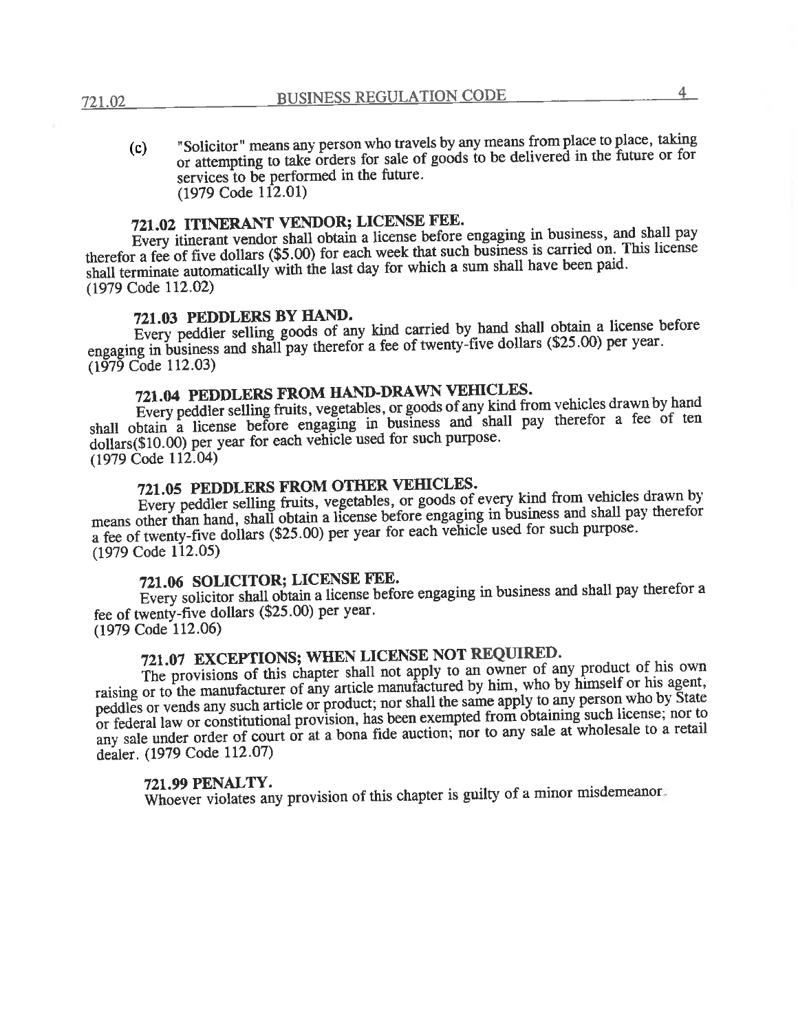(c) "Solicitor" means any person who travels by any means from place to place, taking or attempting to take orders for sale of goods to be delivered in the future or for services to be performed in the future.
(1979 Code 112.01)

### 721.02 ITINERANT VENDOR; LICENSE FEE.

Every itinerant vendor shall obtain a license before engaging in business, and shall pay therefor a fee of five dollars ($5.00) for each week that such business is carried on. This license shall terminate automatically with the last day for which a sum shall have been paid.
(1979 Code 112.02)

### 721.03 PEDDLERS BY HAND.

Every peddler selling goods of any kind carried by hand shall obtain a license before engaging in business and shall pay therefor a fee of twenty-five dollars ($25.00) per year.
(1979 Code 112.03)

### 721.04 PEDDLERS FROM HAND-DRAWN VEHICLES.

Every peddler selling fruits, vegetables, or goods of any kind from vehicles drawn by hand shall obtain a license before engaging in business and shall pay therefor a fee of ten dollars($10.00) per year for each vehicle used for such purpose.
(1979 Code 112.04)

### 721.05 PEDDLERS FROM OTHER VEHICLES.

Every peddler selling fruits, vegetables, or goods of every kind from vehicles drawn by means other than hand, shall obtain a license before engaging in business and shall pay therefor a fee of twenty-five dollars ($25.00) per year for each vehicle used for such purpose.
(1979 Code 112.05)

### 721.06 SOLICITOR; LICENSE FEE.

Every solicitor shall obtain a license before engaging in business and shall pay therefor a fee of twenty-five dollars ($25.00) per year.
(1979 Code 112.06)

### 721.07 EXCEPTIONS; WHEN LICENSE NOT REQUIRED.

The provisions of this chapter shall not apply to an owner of any product of his own raising or to the manufacturer of any article manufactured by him, who by himself or his agent, peddles or vends any such article or product; nor shall the same apply to any person who by State or federal law or constitutional provision, has been exempted from obtaining such license; nor to any sale under order of court or at a bona fide auction; nor to any sale at wholesale to a retail dealer. (1979 Code 112.07)

### 721.99 PENALTY.

Whoever violates any provision of this chapter is guilty of a minor misdemeanor.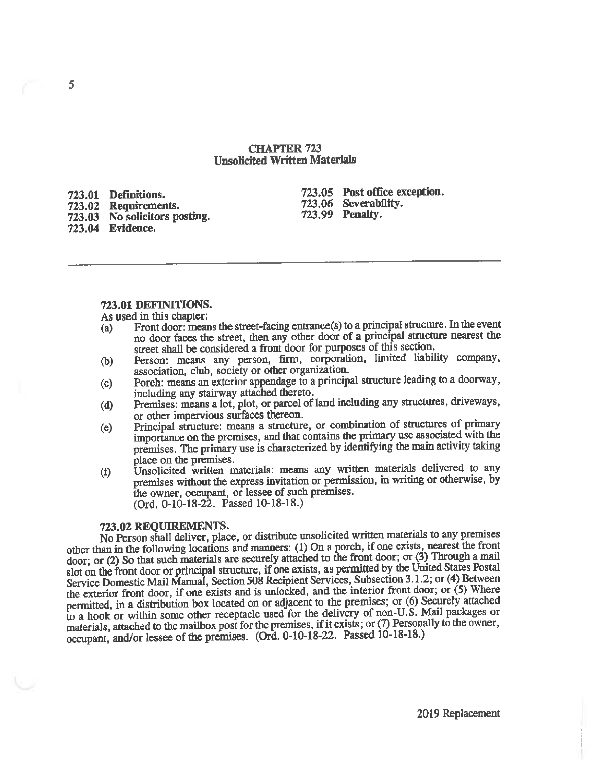# CHAPTER 723
## Unsolicited Written Materials

723.01 **Definitions.**
723.02 **Requirements.**
723.03 **No solicitors posting.**
723.04 **Evidence.**
723.05 **Post office exception.**
723.06 **Severability.**
723.99 **Penalty.**

---

### 723.01 DEFINITIONS.

As used in this chapter:

(a) Front door: means the street-facing entrance(s) to a principal structure. In the event no door faces the street, then any other door of a principal structure nearest the street shall be considered a front door for purposes of this section.

(b) Person: means any person, firm, corporation, limited liability company, association, club, society or other organization.

(c) Porch: means an exterior appendage to a principal structure leading to a doorway, including any stairway attached thereto.

(d) Premises: means a lot, plot, or parcel of land including any structures, driveways, or other impervious surfaces thereon.

(e) Principal structure: means a structure, or combination of structures of primary importance on the premises, and that contains the primary use associated with the premises. The primary use is characterized by identifying the main activity taking place on the premises.

(f) Unsolicited written materials: means any written materials delivered to any premises without the express invitation or permission, in writing or otherwise, by the owner, occupant, or lessee of such premises.
(Ord. 0-10-18-22. Passed 10-18-18.)

### 723.02 REQUIREMENTS.

No Person shall deliver, place, or distribute unsolicited written materials to any premises other than in the following locations and manners: (1) On a porch, if one exists, nearest the front door; or (2) So that such materials are securely attached to the front door; or (3) Through a mail slot on the front door or principal structure, if one exists, as permitted by the United States Postal Service Domestic Mail Manual, Section 508 Recipient Services, Subsection 3.1.2; or (4) Between the exterior front door, if one exists and is unlocked, and the interior front door; or (5) Where permitted, in a distribution box located on or adjacent to the premises; or (6) Securely attached to a hook or within some other receptacle used for the delivery of non-U.S. Mail packages or materials, attached to the mailbox post for the premises, if it exists; or (7) Personally to the owner, occupant, and/or lessee of the premises. (Ord. 0-10-18-22. Passed 10-18-18.)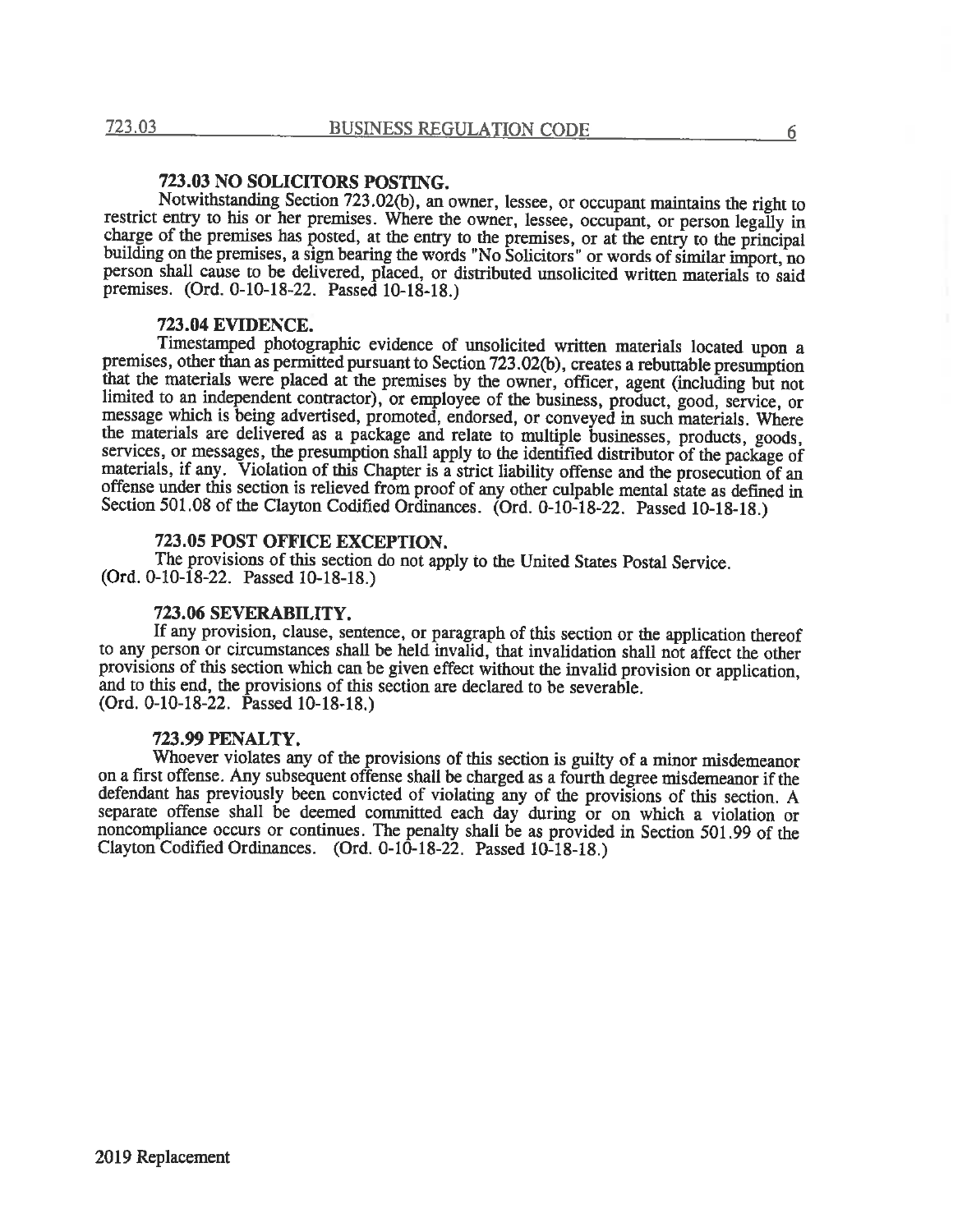### 723.03 NO SOLICITORS POSTING.

Notwithstanding Section 723.02(b), an owner, lessee, or occupant maintains the right to restrict entry to his or her premises. Where the owner, lessee, occupant, or person legally in charge of the premises has posted, at the entry to the premises, or at the entry to the principal building on the premises, a sign bearing the words "No Solicitors" or words of similar import, no person shall cause to be delivered, placed, or distributed unsolicited written materials to said premises. (Ord. 0-10-18-22. Passed 10-18-18.)

### 723.04 EVIDENCE.

Timestamped photographic evidence of unsolicited written materials located upon a premises, other than as permitted pursuant to Section 723.02(b), creates a rebuttable presumption that the materials were placed at the premises by the owner, officer, agent (including but not limited to an independent contractor), or employee of the business, product, good, service, or message which is being advertised, promoted, endorsed, or conveyed in such materials. Where the materials are delivered as a package and relate to multiple businesses, products, goods, services, or messages, the presumption shall apply to the identified distributor of the package of materials, if any. Violation of this Chapter is a strict liability offense and the prosecution of an offense under this section is relieved from proof of any other culpable mental state as defined in Section 501.08 of the Clayton Codified Ordinances. (Ord. 0-10-18-22. Passed 10-18-18.)

### 723.05 POST OFFICE EXCEPTION.

The provisions of this section do not apply to the United States Postal Service.
(Ord. 0-10-18-22. Passed 10-18-18.)

### 723.06 SEVERABILITY.

If any provision, clause, sentence, or paragraph of this section or the application thereof to any person or circumstances shall be held invalid, that invalidation shall not affect the other provisions of this section which can be given effect without the invalid provision or application, and to this end, the provisions of this section are declared to be severable.
(Ord. 0-10-18-22. Passed 10-18-18.)

### 723.99 PENALTY.

Whoever violates any of the provisions of this section is guilty of a minor misdemeanor on a first offense. Any subsequent offense shall be charged as a fourth degree misdemeanor if the defendant has previously been convicted of violating any of the provisions of this section. A separate offense shall be deemed committed each day during or on which a violation or noncompliance occurs or continues. The penalty shall be as provided in Section 501.99 of the Clayton Codified Ordinances. (Ord. 0-10-18-22. Passed 10-18-18.)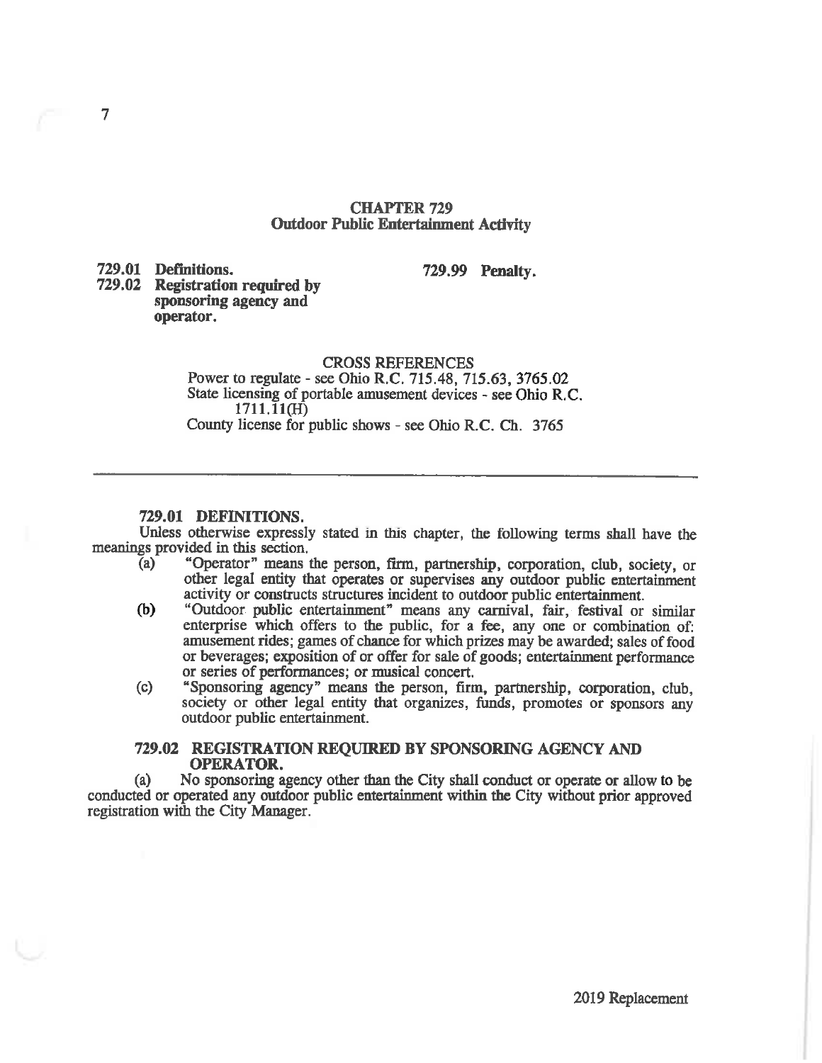# CHAPTER 729
## Outdoor Public Entertainment Activity

**729.01 Definitions.**
**729.02 Registration required by sponsoring agency and operator.**
**729.99 Penalty.**

CROSS REFERENCES
Power to regulate - see Ohio R.C. 715.48, 715.63, 3765.02
State licensing of portable amusement devices - see Ohio R.C. 1711.11(H)
County license for public shows - see Ohio R.C. Ch. 3765

---

### 729.01 DEFINITIONS.

Unless otherwise expressly stated in this chapter, the following terms shall have the meanings provided in this section.

(a) "Operator" means the person, firm, partnership, corporation, club, society, or other legal entity that operates or supervises any outdoor public entertainment activity or constructs structures incident to outdoor public entertainment.

(b) "Outdoor public entertainment" means any carnival, fair, festival or similar enterprise which offers to the public, for a fee, any one or combination of: amusement rides; games of chance for which prizes may be awarded; sales of food or beverages; exposition of or offer for sale of goods; entertainment performance or series of performances; or musical concert.

(c) "Sponsoring agency" means the person, firm, partnership, corporation, club, society or other legal entity that organizes, funds, promotes or sponsors any outdoor public entertainment.

### 729.02 REGISTRATION REQUIRED BY SPONSORING AGENCY AND OPERATOR.

(a) No sponsoring agency other than the City shall conduct or operate or allow to be conducted or operated any outdoor public entertainment within the City without prior approved registration with the City Manager.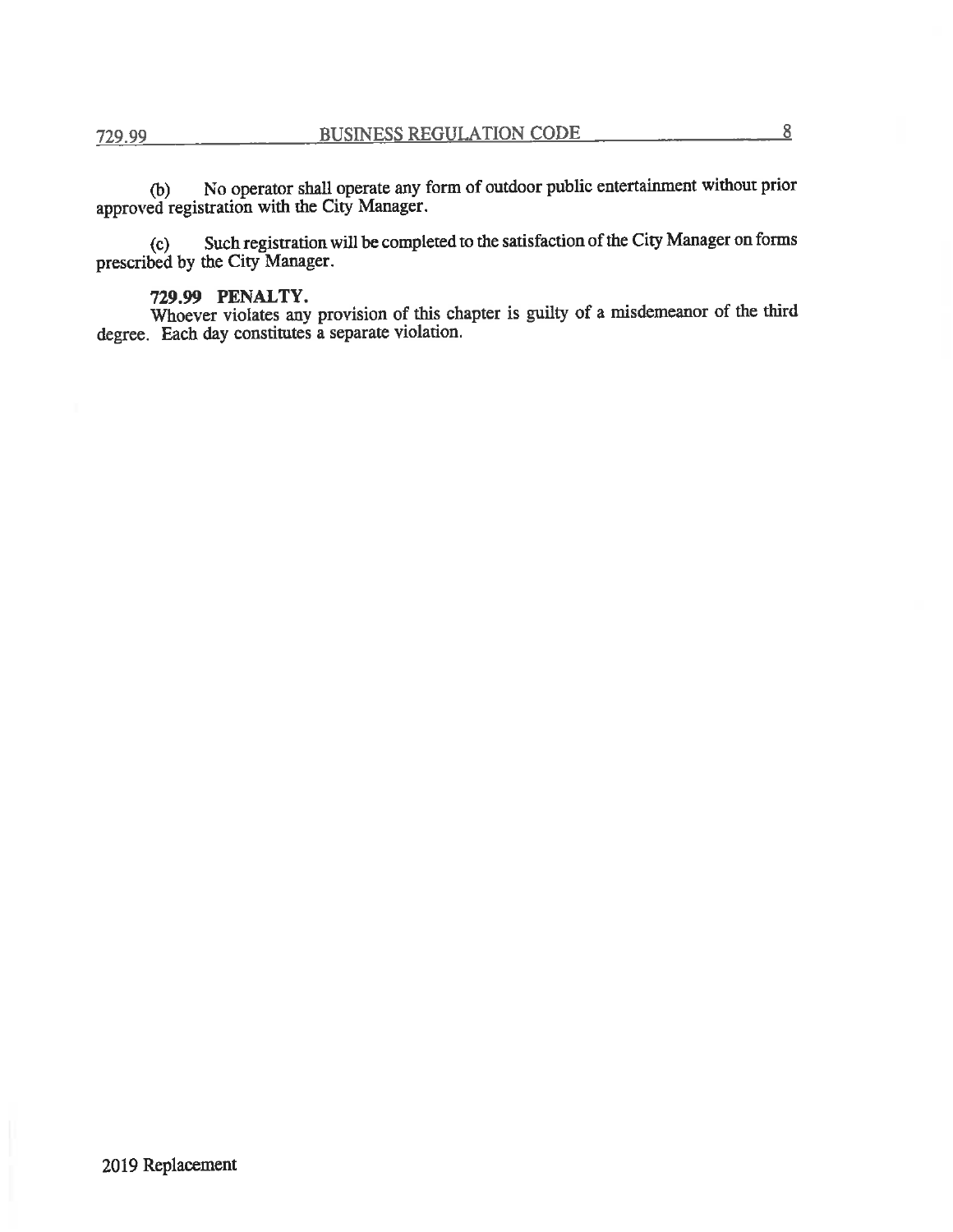(b) No operator shall operate any form of outdoor public entertainment without prior approved registration with the City Manager.

(c) Such registration will be completed to the satisfaction of the City Manager on forms prescribed by the City Manager.

**729.99 PENALTY.**

Whoever violates any provision of this chapter is guilty of a misdemeanor of the third degree. Each day constitutes a separate violation.